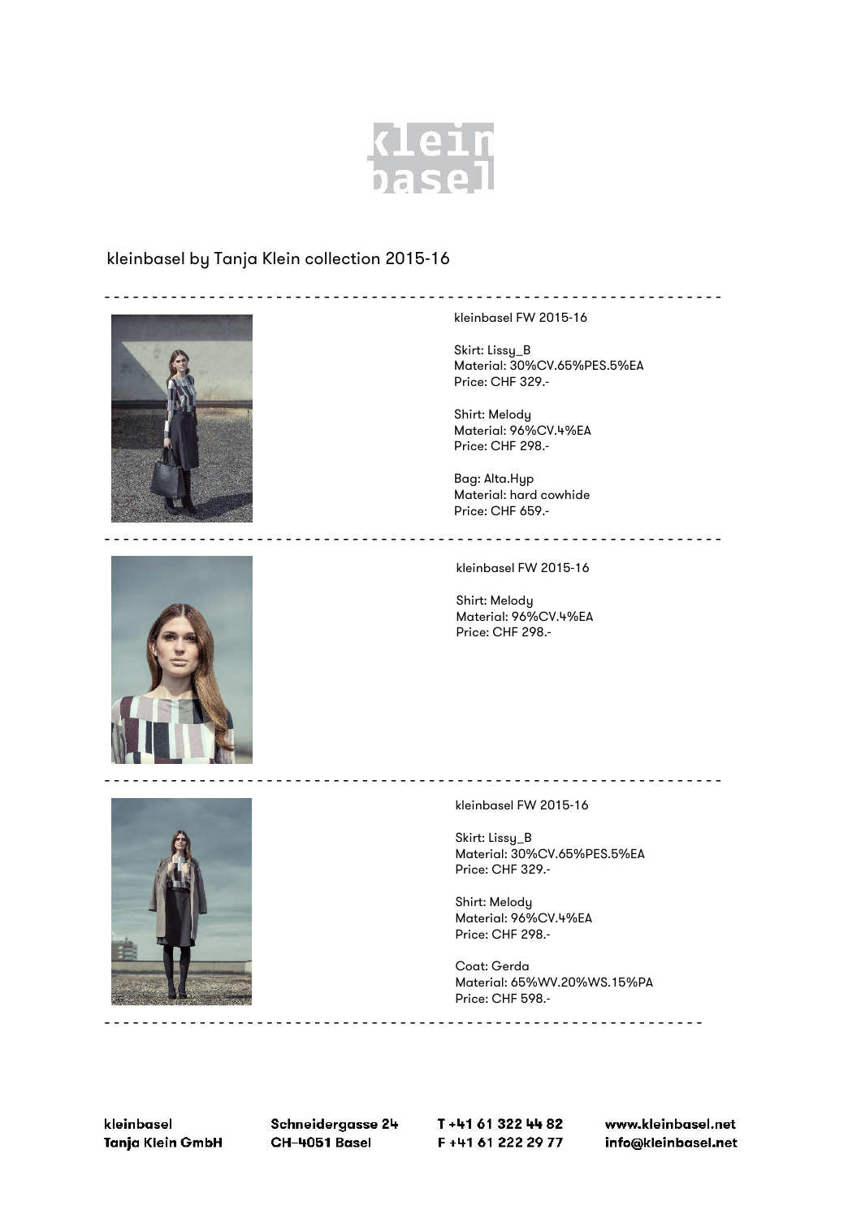kleinbasel

kleinbasel by Tanja Klein collection 2015-16

---

kleinbasel FW 2015-16

Skirt: Lissy_B
Material: 30%CV.65%PES.5%EA
Price: CHF 329.-

Shirt: Melody
Material: 96%CV.4%EA
Price: CHF 298.-

Bag: Alta.Hyp
Material: hard cowhide
Price: CHF 659.-

---

kleinbasel FW 2015-16

Shirt: Melody
Material: 96%CV.4%EA
Price: CHF 298.-

---

kleinbasel FW 2015-16

Skirt: Lissy_B
Material: 30%CV.65%PES.5%EA
Price: CHF 329.-

Shirt: Melody
Material: 96%CV.4%EA
Price: CHF 298.-

Coat: Gerda
Material: 65%WV.20%WS.15%PA
Price: CHF 598.-

---

**kleinbasel**
**Tanja Klein GmbH**

**Schneidergasse 24**
**CH-4051 Basel**

**T +41 61 322 44 82**
**F +41 61 222 29 77**

**www.kleinbasel.net**
**info@kleinbasel.net**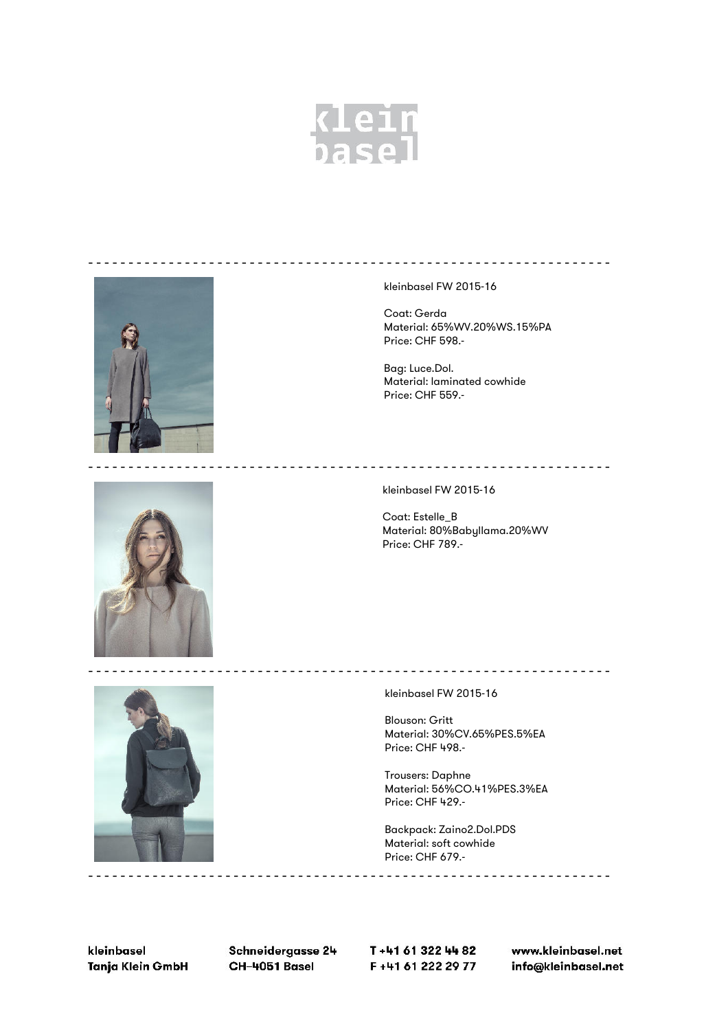kleinbasel FW 2015-16

Coat: Gerda
Material: 65%WV.20%WS.15%PA
Price: CHF 598.-

Bag: Luce.Dol.
Material: laminated cowhide
Price: CHF 559.-

---

kleinbasel FW 2015-16

Coat: Estelle_B
Material: 80%Babyllama.20%WV
Price: CHF 789.-

---

kleinbasel FW 2015-16

Blouson: Gritt
Material: 30%CV.65%PES.5%EA
Price: CHF 498.-

Trousers: Daphne
Material: 56%CO.41%PES.3%EA
Price: CHF 429.-

Backpack: Zaino2.Dol.PDS
Material: soft cowhide
Price: CHF 679.-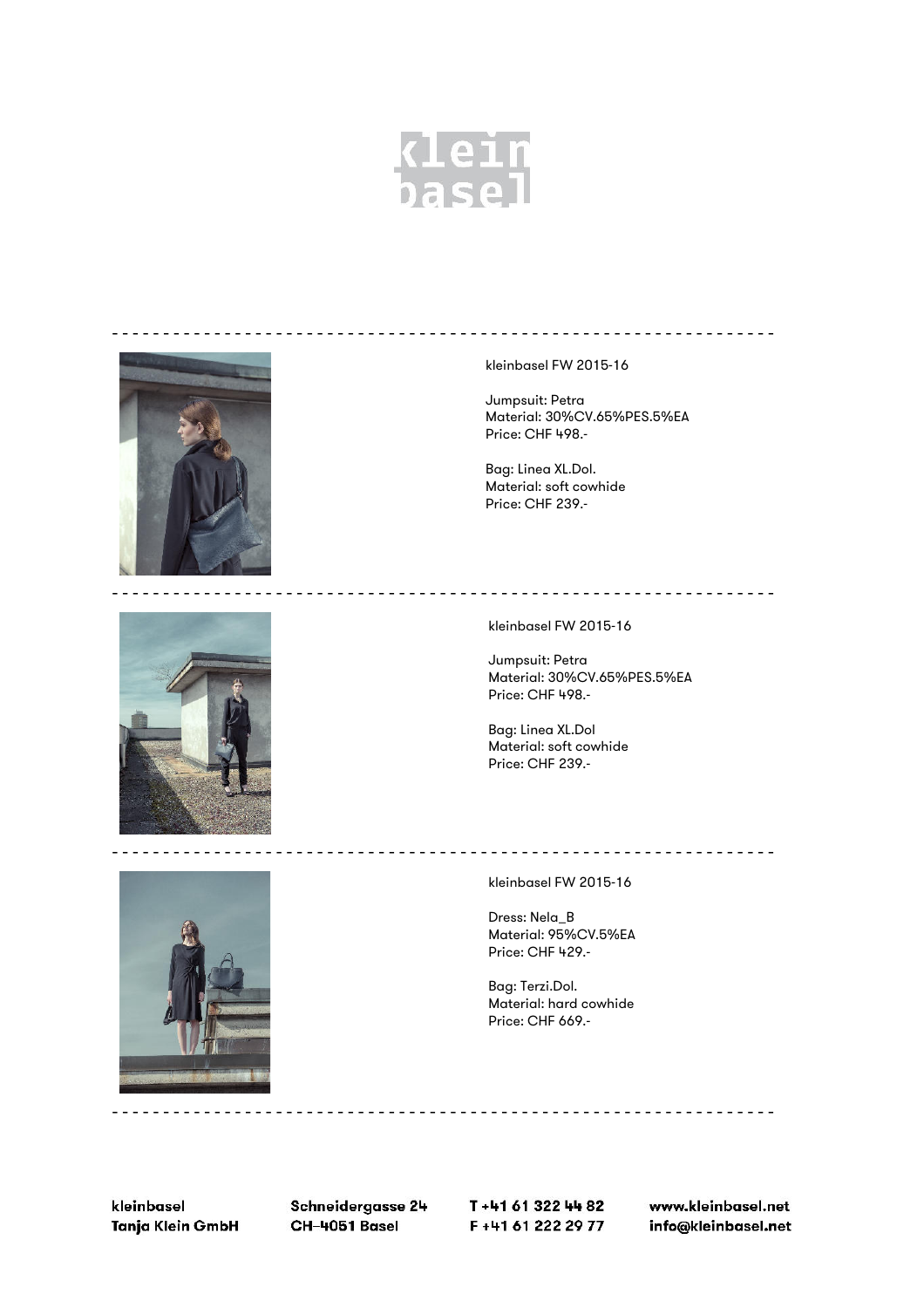kleinbasel FW 2015-16

Jumpsuit: Petra
Material: 30%CV.65%PES.5%EA
Price: CHF 498.-

Bag: Linea XL.Dol.
Material: soft cowhide
Price: CHF 239.-

---

kleinbasel FW 2015-16

Jumpsuit: Petra
Material: 30%CV.65%PES.5%EA
Price: CHF 498.-

Bag: Linea XL.Dol
Material: soft cowhide
Price: CHF 239.-

---

kleinbasel FW 2015-16

Dress: Nela_B
Material: 95%CV.5%EA
Price: CHF 429.-

Bag: Terzi.Dol.
Material: hard cowhide
Price: CHF 669.-

---

kleinbasel
Tanja Klein GmbH

Schneidergasse 24
CH-4051 Basel

T +41 61 322 44 82
F +41 61 222 29 77

www.kleinbasel.net
info@kleinbasel.net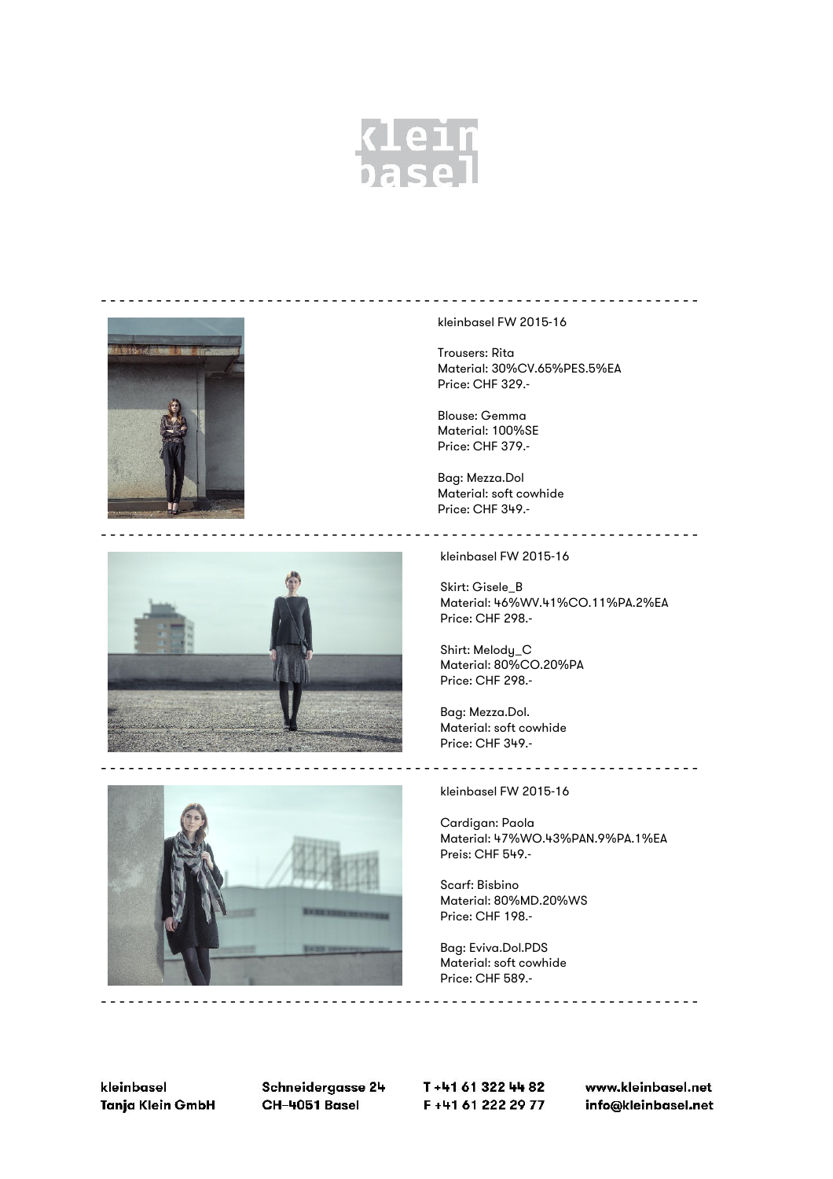kleinbasel

---

kleinbasel FW 2015-16

Trousers: Rita
Material: 30%CV.65%PES.5%EA
Price: CHF 329.-

Blouse: Gemma
Material: 100%SE
Price: CHF 379.-

Bag: Mezza.Dol
Material: soft cowhide
Price: CHF 349.-

---

kleinbasel FW 2015-16

Skirt: Gisele_B
Material: 46%WV.41%CO.11%PA.2%EA
Price: CHF 298.-

Shirt: Melody_C
Material: 80%CO.20%PA
Price: CHF 298.-

Bag: Mezza.Dol.
Material: soft cowhide
Price: CHF 349.-

---

kleinbasel FW 2015-16

Cardigan: Paola
Material: 47%WO.43%PAN.9%PA.1%EA
Preis: CHF 549.-

Scarf: Bisbino
Material: 80%MD.20%WS
Price: CHF 198.-

Bag: Eviva.Dol.PDS
Material: soft cowhide
Price: CHF 589.-

---

kleinbasel
Tanja Klein GmbH

Schneidergasse 24
CH-4051 Basel

T +41 61 322 44 82
F +41 61 222 29 77

www.kleinbasel.net
info@kleinbasel.net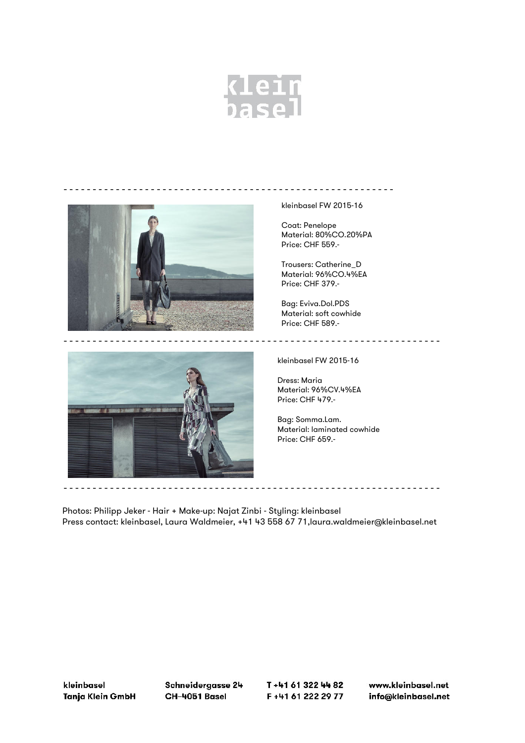kleinbasel FW 2015-16

Coat: Penelope
Material: 80%CO.20%PA
Price: CHF 559.-

Trousers: Catherine_D
Material: 96%CO.4%EA
Price: CHF 379.-

Bag: Eviva.Dol.PDS
Material: soft cowhide
Price: CHF 589.-

---

kleinbasel FW 2015-16

Dress: Maria
Material: 96%CV.4%EA
Price: CHF 479.-

Bag: Somma.Lam.
Material: laminated cowhide
Price: CHF 659.-

---

Photos: Philipp Jeker - Hair + Make-up: Najat Zinbi - Styling: kleinbasel
Press contact: kleinbasel, Laura Waldmeier, +41 43 558 67 71,laura.waldmeier@kleinbasel.net